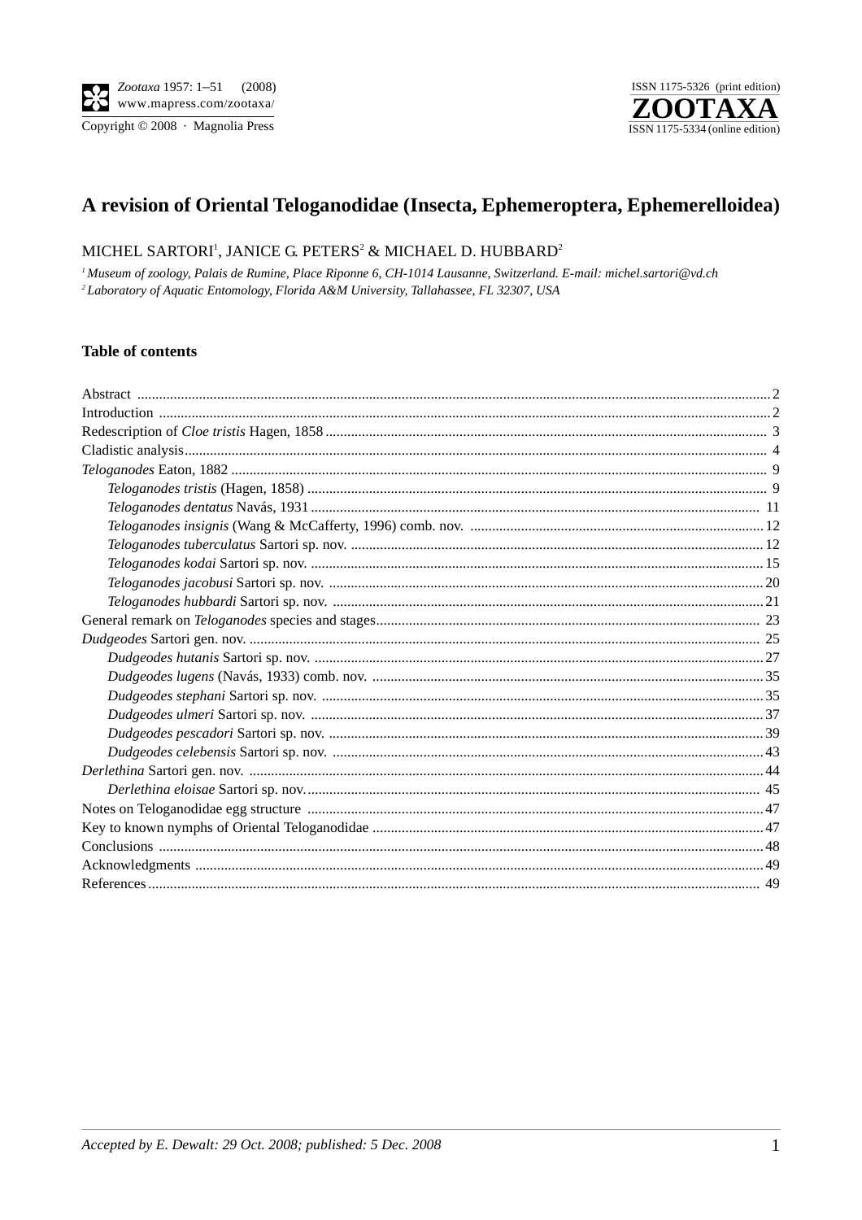# A revision of Oriental Teloganodidae (Insecta, Ephemeroptera, Ephemerelloidea)

MICHEL SARTORI[1], JANICE G. PETERS[2] & MICHAEL D. HUBBARD[2]

[1] *Museum of zoology, Palais de Rumine, Place Riponne 6, CH-1014 Lausanne, Switzerland. E-mail: michel.sartori@vd.ch*
[2] *Laboratory of Aquatic Entomology, Florida A&M University, Tallahassee, FL 32307, USA*

## Table of contents

Abstract .... 2
Introduction .... 2
Redescription of *Cloe tristis* Hagen, 1858 .... 3
Cladistic analysis .... 4
*Teloganodes* Eaton, 1882 .... 9
- *Teloganodes tristis* (Hagen, 1858) .... 9
- *Teloganodes dentatus* Navás, 1931 .... 11
- *Teloganodes insignis* (Wang & McCafferty, 1996) comb. nov. .... 12
- *Teloganodes tuberculatus* Sartori sp. nov. .... 12
- *Teloganodes kodai* Sartori sp. nov. .... 15
- *Teloganodes jacobusi* Sartori sp. nov. .... 20
- *Teloganodes hubbardi* Sartori sp. nov. .... 21

General remark on *Teloganodes* species and stages .... 23
*Dudgeodes* Sartori gen. nov. .... 25
- *Dudgeodes hutanis* Sartori sp. nov. .... 27
- *Dudgeodes lugens* (Navás, 1933) comb. nov. .... 35
- *Dudgeodes stephani* Sartori sp. nov. .... 35
- *Dudgeodes ulmeri* Sartori sp. nov. .... 37
- *Dudgeodes pescadori* Sartori sp. nov. .... 39
- *Dudgeodes celebensis* Sartori sp. nov. .... 43

*Derlethina* Sartori gen. nov. .... 44
- *Derlethina eloisae* Sartori sp. nov. .... 45

Notes on Teloganodidae egg structure .... 47
Key to known nymphs of Oriental Teloganodidae .... 47
Conclusions .... 48
Acknowledgments .... 49
References .... 49

*Accepted by E. Dewalt: 29 Oct. 2008; published: 5 Dec. 2008*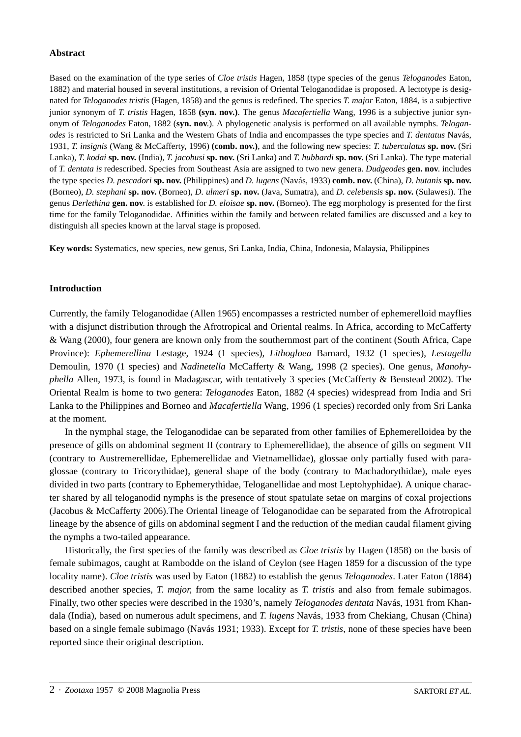### Abstract

Based on the examination of the type series of *Cloe tristis* Hagen, 1858 (type species of the genus *Teloganodes* Eaton, 1882) and material housed in several institutions, a revision of Oriental Teloganodidae is proposed. A lectotype is designated for *Teloganodes tristis* (Hagen, 1858) and the genus is redefined. The species *T. major* Eaton, 1884, is a subjective junior synonym of *T. tristis* Hagen, 1858 **(syn. nov.)**. The genus *Macafertiella* Wang, 1996 is a subjective junior synonym of *Teloganodes* Eaton, 1882 (**syn. nov**.). A phylogenetic analysis is performed on all available nymphs. *Teloganodes* is restricted to Sri Lanka and the Western Ghats of India and encompasses the type species and *T. dentatus* Navás, 1931, *T. insignis* (Wang & McCafferty, 1996) **(comb. nov.)**, and the following new species: *T. tuberculatus* **sp. nov.** (Sri Lanka), *T. kodai* **sp. nov.** (India), *T. jacobusi* **sp. nov.** (Sri Lanka) and *T. hubbardi* **sp. nov.** (Sri Lanka). The type material of *T. dentata is* redescribed. Species from Southeast Asia are assigned to two new genera. *Dudgeodes* **gen. nov**. includes the type species *D. pescadori* **sp. nov.** (Philippines) and *D. lugens* (Navás, 1933) **comb. nov.** (China), *D. hutanis* **sp. nov.** (Borneo), *D. stephani* **sp. nov.** (Borneo), *D. ulmeri* **sp. nov.** (Java, Sumatra), and *D. celebensis* **sp. nov.** (Sulawesi). The genus *Derlethina* **gen. nov**. is established for *D. eloisae* **sp. nov.** (Borneo). The egg morphology is presented for the first time for the family Teloganodidae. Affinities within the family and between related families are discussed and a key to distinguish all species known at the larval stage is proposed.

**Key words:** Systematics, new species, new genus, Sri Lanka, India, China, Indonesia, Malaysia, Philippines

### Introduction

Currently, the family Teloganodidae (Allen 1965) encompasses a restricted number of ephemerelloid mayflies with a disjunct distribution through the Afrotropical and Oriental realms. In Africa, according to McCafferty & Wang (2000), four genera are known only from the southernmost part of the continent (South Africa, Cape Province): *Ephemerellina* Lestage, 1924 (1 species), *Lithogloea* Barnard, 1932 (1 species), *Lestagella* Demoulin, 1970 (1 species) and *Nadinetella* McCafferty & Wang, 1998 (2 species). One genus, *Manohyphella* Allen, 1973, is found in Madagascar, with tentatively 3 species (McCafferty & Benstead 2002). The Oriental Realm is home to two genera: *Teloganodes* Eaton, 1882 (4 species) widespread from India and Sri Lanka to the Philippines and Borneo and *Macafertiella* Wang, 1996 (1 species) recorded only from Sri Lanka at the moment.

In the nymphal stage, the Teloganodidae can be separated from other families of Ephemerelloidea by the presence of gills on abdominal segment II (contrary to Ephemerellidae), the absence of gills on segment VII (contrary to Austremerellidae, Ephemerellidae and Vietnamellidae), glossae only partially fused with paraglossae (contrary to Tricorythidae), general shape of the body (contrary to Machadorythidae), male eyes divided in two parts (contrary to Ephemerythidae, Teloganellidae and most Leptohyphidae). A unique character shared by all teloganodid nymphs is the presence of stout spatulate setae on margins of coxal projections (Jacobus & McCafferty 2006).The Oriental lineage of Teloganodidae can be separated from the Afrotropical lineage by the absence of gills on abdominal segment I and the reduction of the median caudal filament giving the nymphs a two-tailed appearance.

Historically, the first species of the family was described as *Cloe tristis* by Hagen (1858) on the basis of female subimagos, caught at Rambodde on the island of Ceylon (see Hagen 1859 for a discussion of the type locality name). *Cloe tristis* was used by Eaton (1882) to establish the genus *Teloganodes*. Later Eaton (1884) described another species, *T. major*, from the same locality as *T. tristis* and also from female subimagos. Finally, two other species were described in the 1930's, namely *Teloganodes dentata* Navás, 1931 from Khandala (India), based on numerous adult specimens, and *T. lugens* Navás, 1933 from Chekiang, Chusan (China) based on a single female subimago (Navás 1931; 1933). Except for *T. tristis*, none of these species have been reported since their original description.